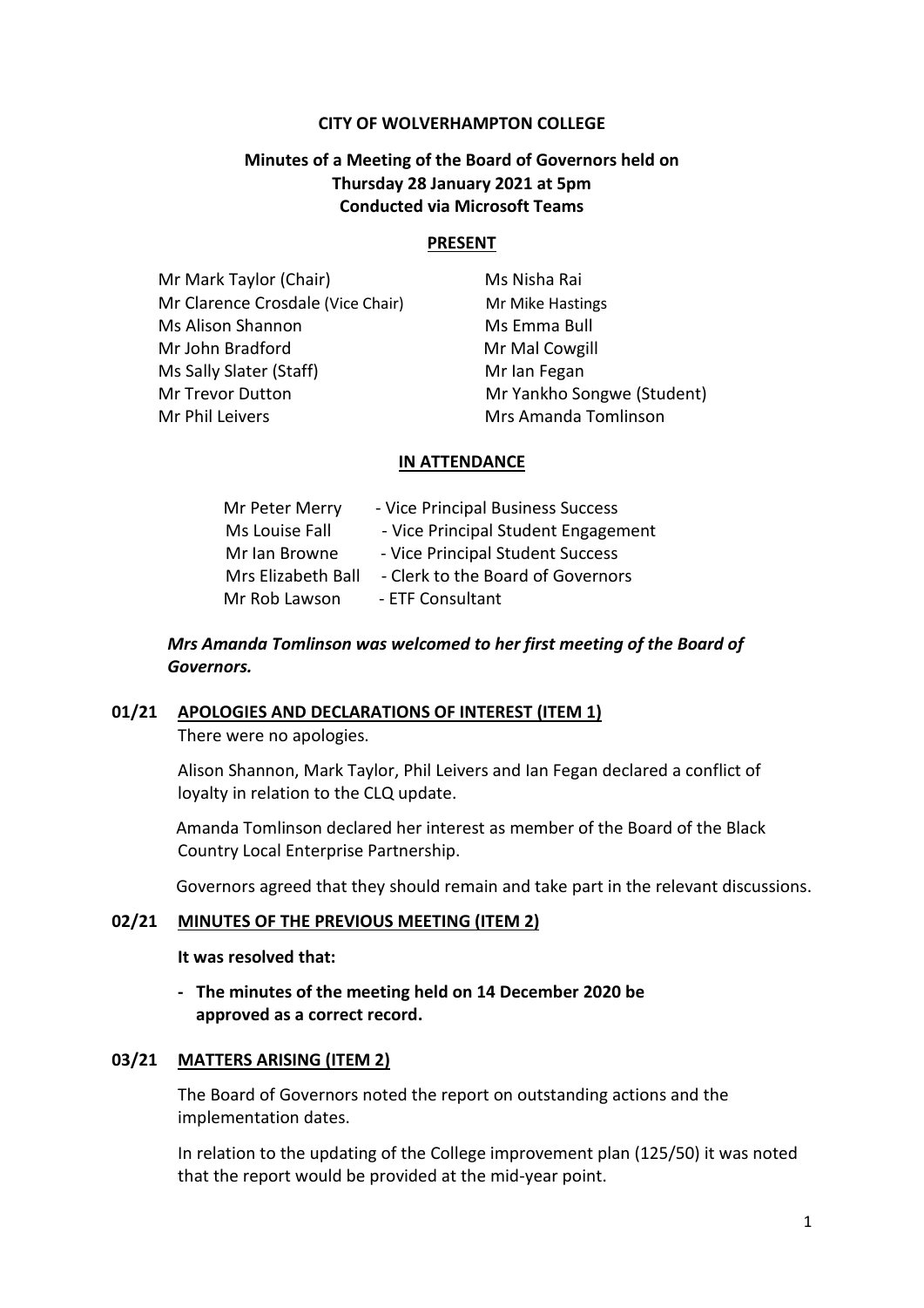**CITY OF WOLVERHAMPTON COLLEGE**

**Minutes of a Meeting of the Board of Governors held on Thursday 28 January 2021 at 5pm Conducted via Microsoft Teams**

**PRESENT**

| | |
|---|---|
| Mr Mark Taylor (Chair) | Ms Nisha Rai |
| Mr Clarence Crosdale (Vice Chair) | Mr Mike Hastings |
| Ms Alison Shannon | Ms Emma Bull |
| Mr John Bradford | Mr Mal Cowgill |
| Ms Sally Slater (Staff) | Mr Ian Fegan |
| Mr Trevor Dutton | Mr Yankho Songwe (Student) |
| Mr Phil Leivers | Mrs Amanda Tomlinson |

**IN ATTENDANCE**

| | |
|---|---|
| Mr Peter Merry | - Vice Principal Business Success |
| Ms Louise Fall | - Vice Principal Student Engagement |
| Mr Ian Browne | - Vice Principal Student Success |
| Mrs Elizabeth Ball | - Clerk to the Board of Governors |
| Mr Rob Lawson | - ETF Consultant |

***Mrs Amanda Tomlinson was welcomed to her first meeting of the Board of Governors.***

**01/21 APOLOGIES AND DECLARATIONS OF INTEREST (ITEM 1)**

There were no apologies.

Alison Shannon, Mark Taylor, Phil Leivers and Ian Fegan declared a conflict of loyalty in relation to the CLQ update.

Amanda Tomlinson declared her interest as member of the Board of the Black Country Local Enterprise Partnership.

Governors agreed that they should remain and take part in the relevant discussions.

**02/21 MINUTES OF THE PREVIOUS MEETING (ITEM 2)**

**It was resolved that:**

- **The minutes of the meeting held on 14 December 2020 be approved as a correct record.**

**03/21 MATTERS ARISING (ITEM 2)**

The Board of Governors noted the report on outstanding actions and the implementation dates.

In relation to the updating of the College improvement plan (125/50) it was noted that the report would be provided at the mid-year point.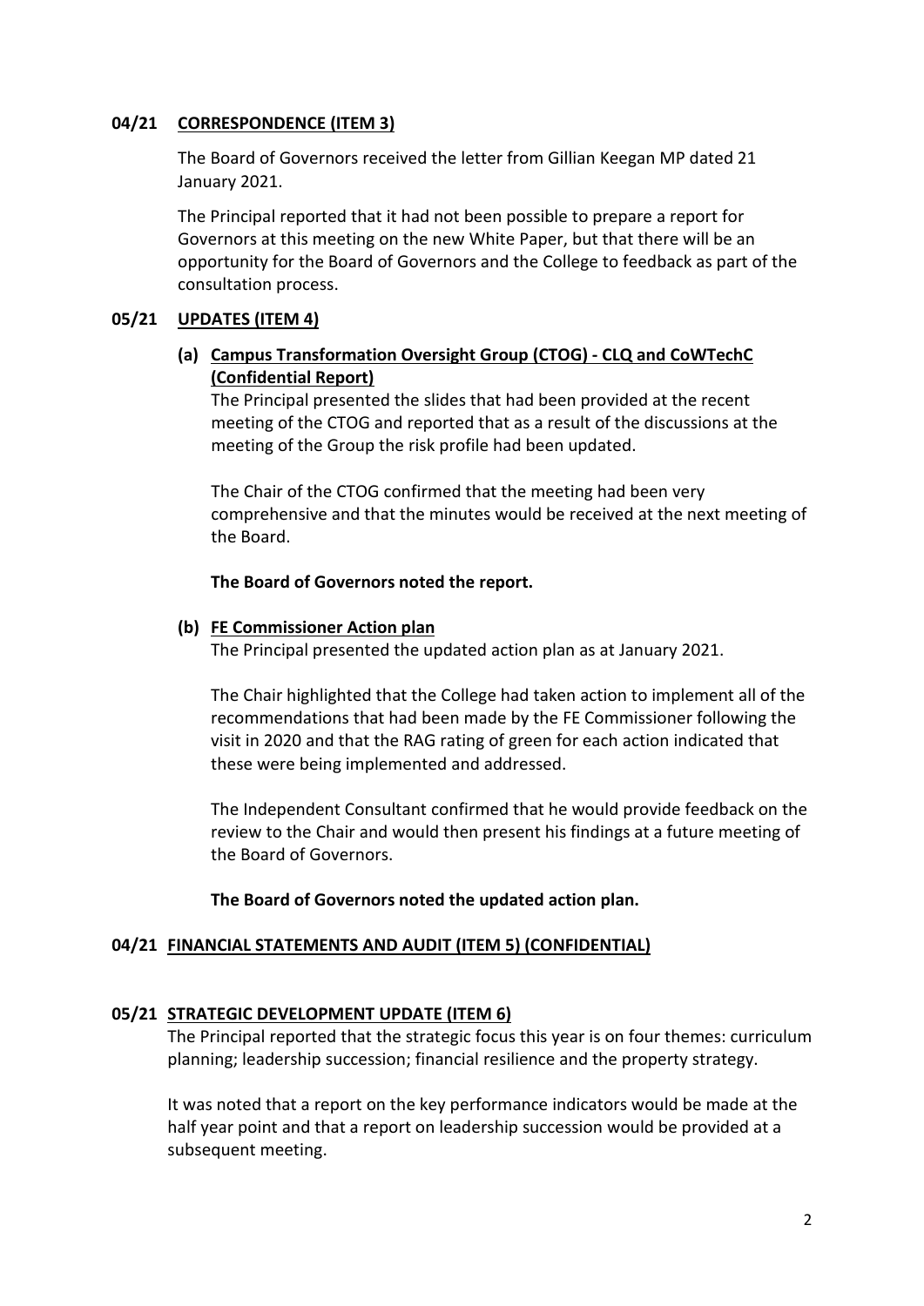## 04/21 CORRESPONDENCE (ITEM 3)

The Board of Governors received the letter from Gillian Keegan MP dated 21 January 2021.

The Principal reported that it had not been possible to prepare a report for Governors at this meeting on the new White Paper, but that there will be an opportunity for the Board of Governors and the College to feedback as part of the consultation process.

## 05/21 UPDATES (ITEM 4)

### (a) Campus Transformation Oversight Group (CTOG) - CLQ and CoWTechC (Confidential Report)

The Principal presented the slides that had been provided at the recent meeting of the CTOG and reported that as a result of the discussions at the meeting of the Group the risk profile had been updated.

The Chair of the CTOG confirmed that the meeting had been very comprehensive and that the minutes would be received at the next meeting of the Board.

**The Board of Governors noted the report.**

### (b) FE Commissioner Action plan

The Principal presented the updated action plan as at January 2021.

The Chair highlighted that the College had taken action to implement all of the recommendations that had been made by the FE Commissioner following the visit in 2020 and that the RAG rating of green for each action indicated that these were being implemented and addressed.

The Independent Consultant confirmed that he would provide feedback on the review to the Chair and would then present his findings at a future meeting of the Board of Governors.

**The Board of Governors noted the updated action plan.**

## 04/21 FINANCIAL STATEMENTS AND AUDIT (ITEM 5) (CONFIDENTIAL)

## 05/21 STRATEGIC DEVELOPMENT UPDATE (ITEM 6)

The Principal reported that the strategic focus this year is on four themes: curriculum planning; leadership succession; financial resilience and the property strategy.

It was noted that a report on the key performance indicators would be made at the half year point and that a report on leadership succession would be provided at a subsequent meeting.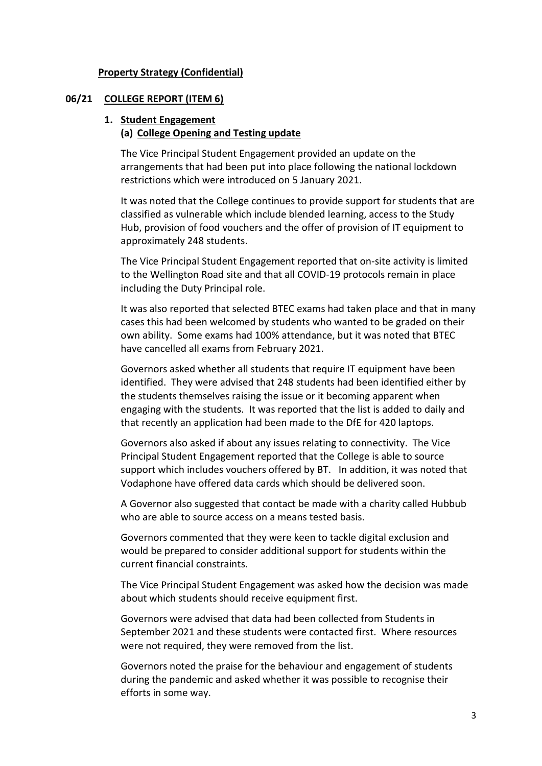**Property Strategy (Confidential)**

## 06/21 COLLEGE REPORT (ITEM 6)

### 1. Student Engagement

#### (a) College Opening and Testing update

The Vice Principal Student Engagement provided an update on the arrangements that had been put into place following the national lockdown restrictions which were introduced on 5 January 2021.

It was noted that the College continues to provide support for students that are classified as vulnerable which include blended learning, access to the Study Hub, provision of food vouchers and the offer of provision of IT equipment to approximately 248 students.

The Vice Principal Student Engagement reported that on-site activity is limited to the Wellington Road site and that all COVID-19 protocols remain in place including the Duty Principal role.

It was also reported that selected BTEC exams had taken place and that in many cases this had been welcomed by students who wanted to be graded on their own ability. Some exams had 100% attendance, but it was noted that BTEC have cancelled all exams from February 2021.

Governors asked whether all students that require IT equipment have been identified. They were advised that 248 students had been identified either by the students themselves raising the issue or it becoming apparent when engaging with the students. It was reported that the list is added to daily and that recently an application had been made to the DfE for 420 laptops.

Governors also asked if about any issues relating to connectivity. The Vice Principal Student Engagement reported that the College is able to source support which includes vouchers offered by BT. In addition, it was noted that Vodaphone have offered data cards which should be delivered soon.

A Governor also suggested that contact be made with a charity called Hubbub who are able to source access on a means tested basis.

Governors commented that they were keen to tackle digital exclusion and would be prepared to consider additional support for students within the current financial constraints.

The Vice Principal Student Engagement was asked how the decision was made about which students should receive equipment first.

Governors were advised that data had been collected from Students in September 2021 and these students were contacted first. Where resources were not required, they were removed from the list.

Governors noted the praise for the behaviour and engagement of students during the pandemic and asked whether it was possible to recognise their efforts in some way.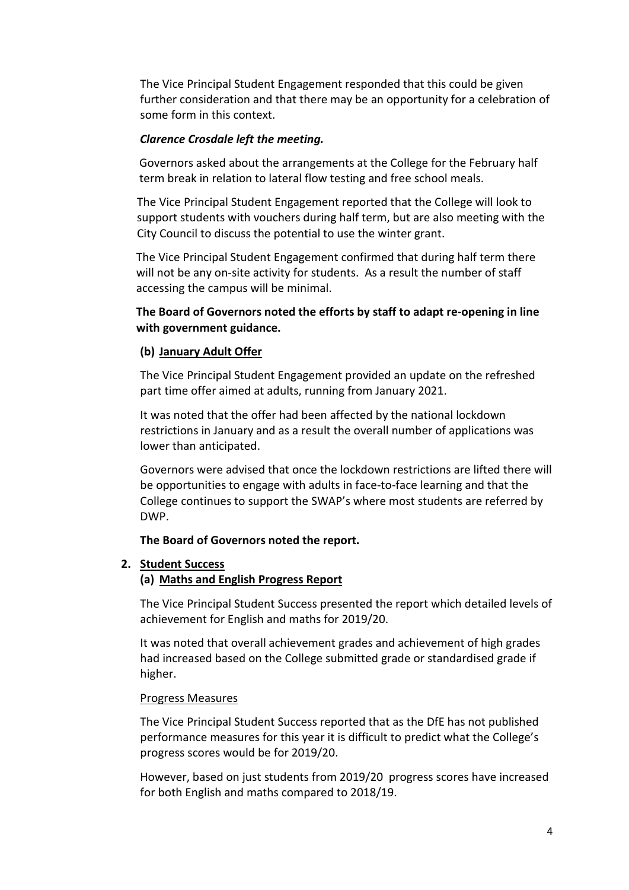The Vice Principal Student Engagement responded that this could be given further consideration and that there may be an opportunity for a celebration of some form in this context.

***Clarence Crosdale left the meeting.***

Governors asked about the arrangements at the College for the February half term break in relation to lateral flow testing and free school meals.

The Vice Principal Student Engagement reported that the College will look to support students with vouchers during half term, but are also meeting with the City Council to discuss the potential to use the winter grant.

The Vice Principal Student Engagement confirmed that during half term there will not be any on-site activity for students. As a result the number of staff accessing the campus will be minimal.

**The Board of Governors noted the efforts by staff to adapt re-opening in line with government guidance.**

**(b) <u>January Adult Offer</u>**

The Vice Principal Student Engagement provided an update on the refreshed part time offer aimed at adults, running from January 2021.

It was noted that the offer had been affected by the national lockdown restrictions in January and as a result the overall number of applications was lower than anticipated.

Governors were advised that once the lockdown restrictions are lifted there will be opportunities to engage with adults in face-to-face learning and that the College continues to support the SWAP's where most students are referred by DWP.

**The Board of Governors noted the report.**

**2. <u>Student Success</u>**

**(a) <u>Maths and English Progress Report</u>**

The Vice Principal Student Success presented the report which detailed levels of achievement for English and maths for 2019/20.

It was noted that overall achievement grades and achievement of high grades had increased based on the College submitted grade or standardised grade if higher.

<u>Progress Measures</u>

The Vice Principal Student Success reported that as the DfE has not published performance measures for this year it is difficult to predict what the College's progress scores would be for 2019/20.

However, based on just students from 2019/20 progress scores have increased for both English and maths compared to 2018/19.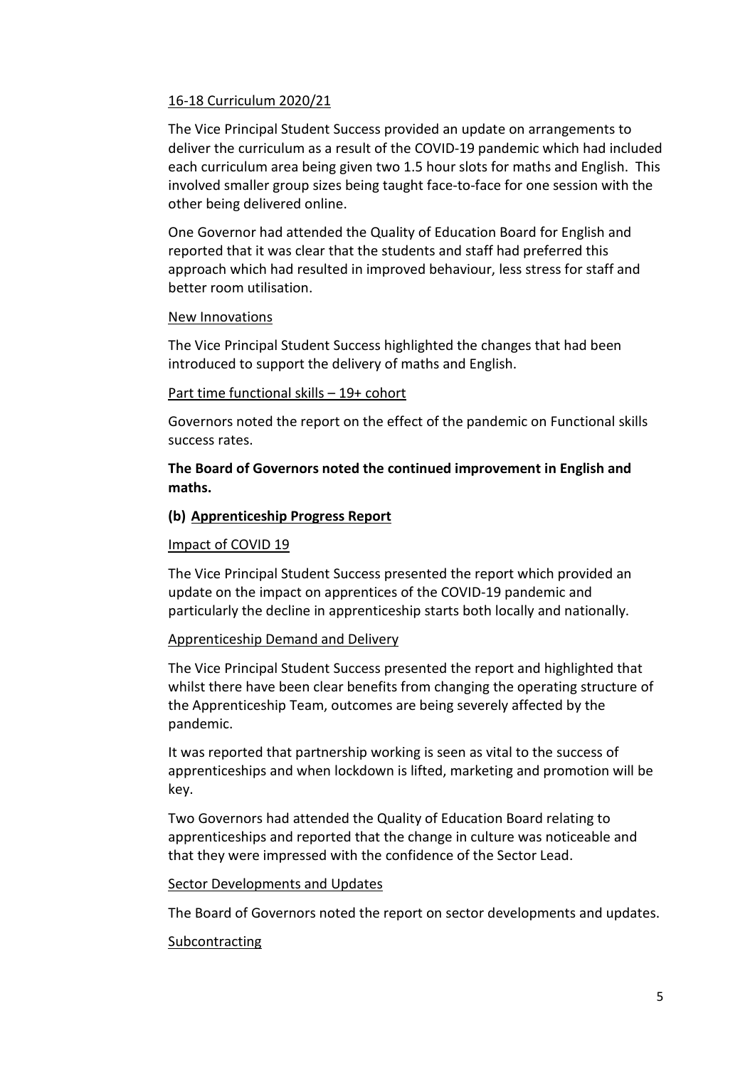16-18 Curriculum 2020/21

The Vice Principal Student Success provided an update on arrangements to deliver the curriculum as a result of the COVID-19 pandemic which had included each curriculum area being given two 1.5 hour slots for maths and English. This involved smaller group sizes being taught face-to-face for one session with the other being delivered online.

One Governor had attended the Quality of Education Board for English and reported that it was clear that the students and staff had preferred this approach which had resulted in improved behaviour, less stress for staff and better room utilisation.

New Innovations

The Vice Principal Student Success highlighted the changes that had been introduced to support the delivery of maths and English.

Part time functional skills – 19+ cohort

Governors noted the report on the effect of the pandemic on Functional skills success rates.

**The Board of Governors noted the continued improvement in English and maths.**

**(b) Apprenticeship Progress Report**

Impact of COVID 19

The Vice Principal Student Success presented the report which provided an update on the impact on apprentices of the COVID-19 pandemic and particularly the decline in apprenticeship starts both locally and nationally.

Apprenticeship Demand and Delivery

The Vice Principal Student Success presented the report and highlighted that whilst there have been clear benefits from changing the operating structure of the Apprenticeship Team, outcomes are being severely affected by the pandemic.

It was reported that partnership working is seen as vital to the success of apprenticeships and when lockdown is lifted, marketing and promotion will be key.

Two Governors had attended the Quality of Education Board relating to apprenticeships and reported that the change in culture was noticeable and that they were impressed with the confidence of the Sector Lead.

Sector Developments and Updates

The Board of Governors noted the report on sector developments and updates.

Subcontracting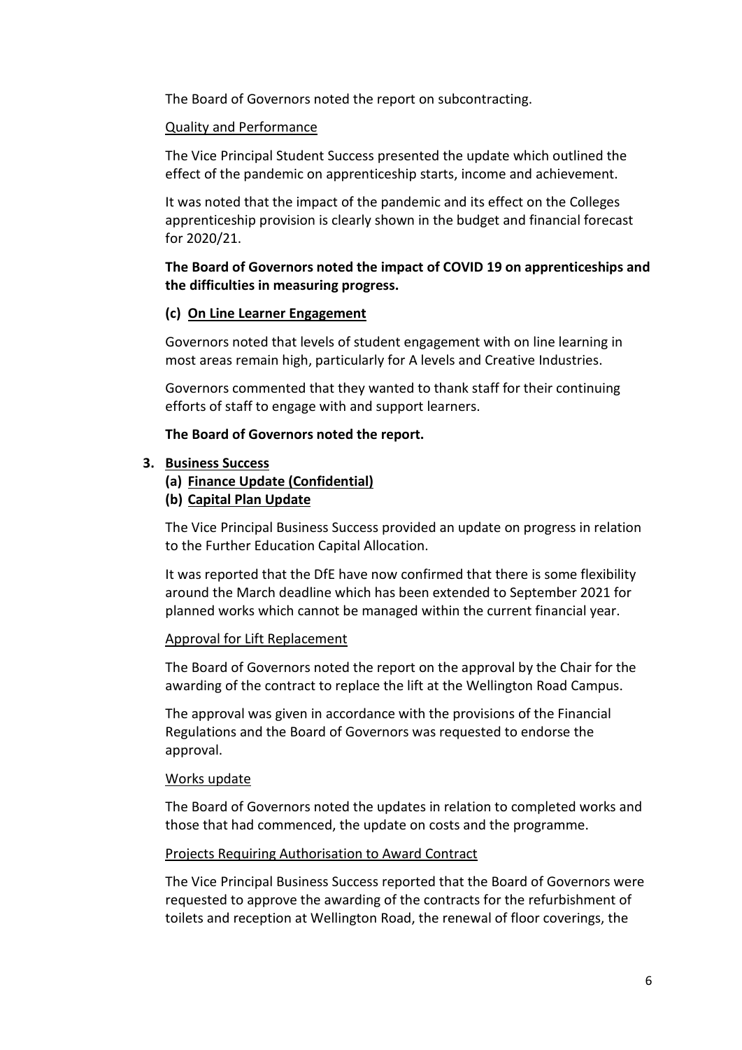The Board of Governors noted the report on subcontracting.

Quality and Performance

The Vice Principal Student Success presented the update which outlined the effect of the pandemic on apprenticeship starts, income and achievement.

It was noted that the impact of the pandemic and its effect on the Colleges apprenticeship provision is clearly shown in the budget and financial forecast for 2020/21.

**The Board of Governors noted the impact of COVID 19 on apprenticeships and the difficulties in measuring progress.**

**(c) On Line Learner Engagement**

Governors noted that levels of student engagement with on line learning in most areas remain high, particularly for A levels and Creative Industries.

Governors commented that they wanted to thank staff for their continuing efforts of staff to engage with and support learners.

**The Board of Governors noted the report.**

**3. Business Success**

**(a) Finance Update (Confidential)**

**(b) Capital Plan Update**

The Vice Principal Business Success provided an update on progress in relation to the Further Education Capital Allocation.

It was reported that the DfE have now confirmed that there is some flexibility around the March deadline which has been extended to September 2021 for planned works which cannot be managed within the current financial year.

Approval for Lift Replacement

The Board of Governors noted the report on the approval by the Chair for the awarding of the contract to replace the lift at the Wellington Road Campus.

The approval was given in accordance with the provisions of the Financial Regulations and the Board of Governors was requested to endorse the approval.

Works update

The Board of Governors noted the updates in relation to completed works and those that had commenced, the update on costs and the programme.

Projects Requiring Authorisation to Award Contract

The Vice Principal Business Success reported that the Board of Governors were requested to approve the awarding of the contracts for the refurbishment of toilets and reception at Wellington Road, the renewal of floor coverings, the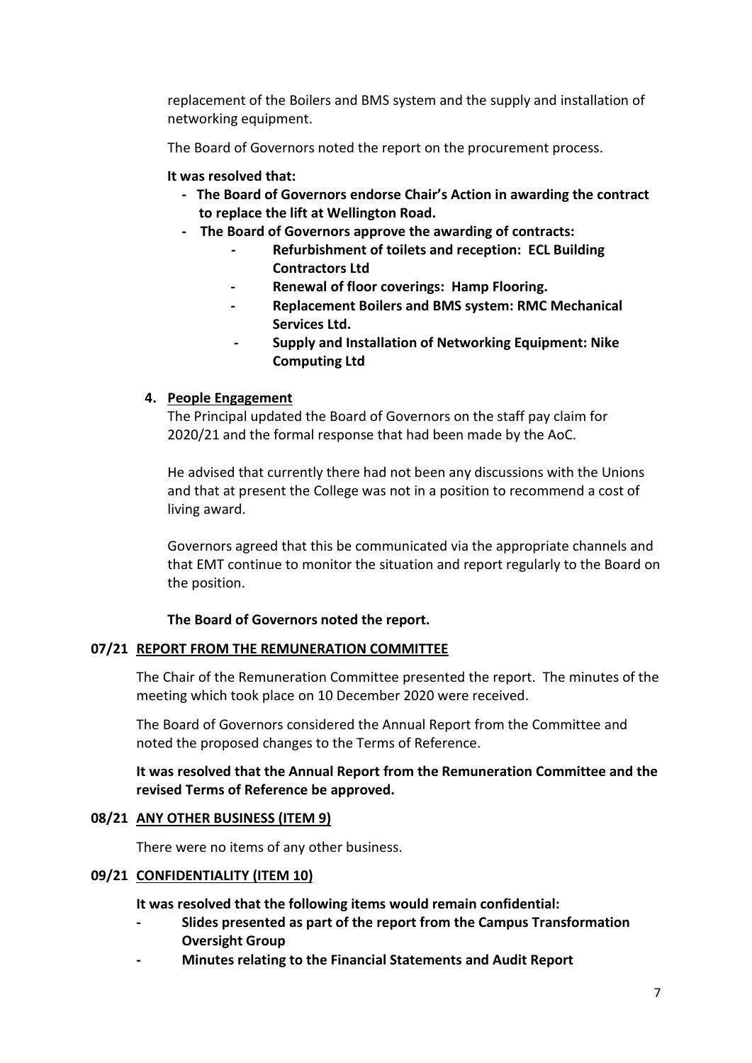replacement of the Boilers and BMS system and the supply and installation of networking equipment.

The Board of Governors noted the report on the procurement process.

**It was resolved that:**

- **The Board of Governors endorse Chair's Action in awarding the contract to replace the lift at Wellington Road.**
- **The Board of Governors approve the awarding of contracts:**
    - **Refurbishment of toilets and reception: ECL Building Contractors Ltd**
    - **Renewal of floor coverings: Hamp Flooring.**
    - **Replacement Boilers and BMS system: RMC Mechanical Services Ltd.**
    - **Supply and Installation of Networking Equipment: Nike Computing Ltd**

**4. <u>People Engagement</u>**

The Principal updated the Board of Governors on the staff pay claim for 2020/21 and the formal response that had been made by the AoC.

He advised that currently there had not been any discussions with the Unions and that at present the College was not in a position to recommend a cost of living award.

Governors agreed that this be communicated via the appropriate channels and that EMT continue to monitor the situation and report regularly to the Board on the position.

**The Board of Governors noted the report.**

## 07/21 <u>REPORT FROM THE REMUNERATION COMMITTEE</u>

The Chair of the Remuneration Committee presented the report. The minutes of the meeting which took place on 10 December 2020 were received.

The Board of Governors considered the Annual Report from the Committee and noted the proposed changes to the Terms of Reference.

**It was resolved that the Annual Report from the Remuneration Committee and the revised Terms of Reference be approved.**

## 08/21 <u>ANY OTHER BUSINESS (ITEM 9)</u>

There were no items of any other business.

## 09/21 <u>CONFIDENTIALITY (ITEM 10)</u>

**It was resolved that the following items would remain confidential:**

- **Slides presented as part of the report from the Campus Transformation Oversight Group**
- **Minutes relating to the Financial Statements and Audit Report**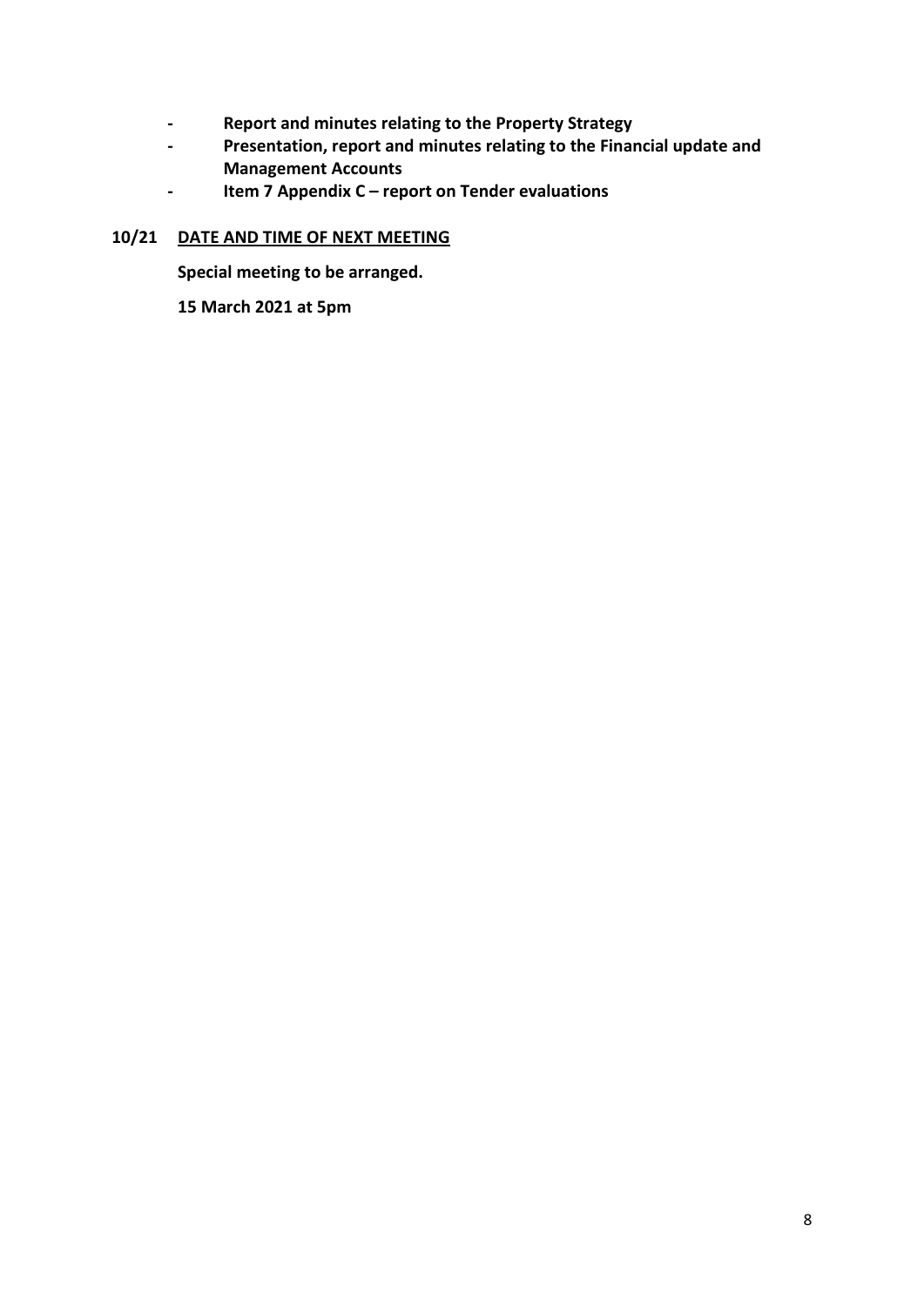- **Report and minutes relating to the Property Strategy**
- **Presentation, report and minutes relating to the Financial update and Management Accounts**
- **Item 7 Appendix C – report on Tender evaluations**

## 10/21 DATE AND TIME OF NEXT MEETING

**Special meeting to be arranged.**

**15 March 2021 at 5pm**